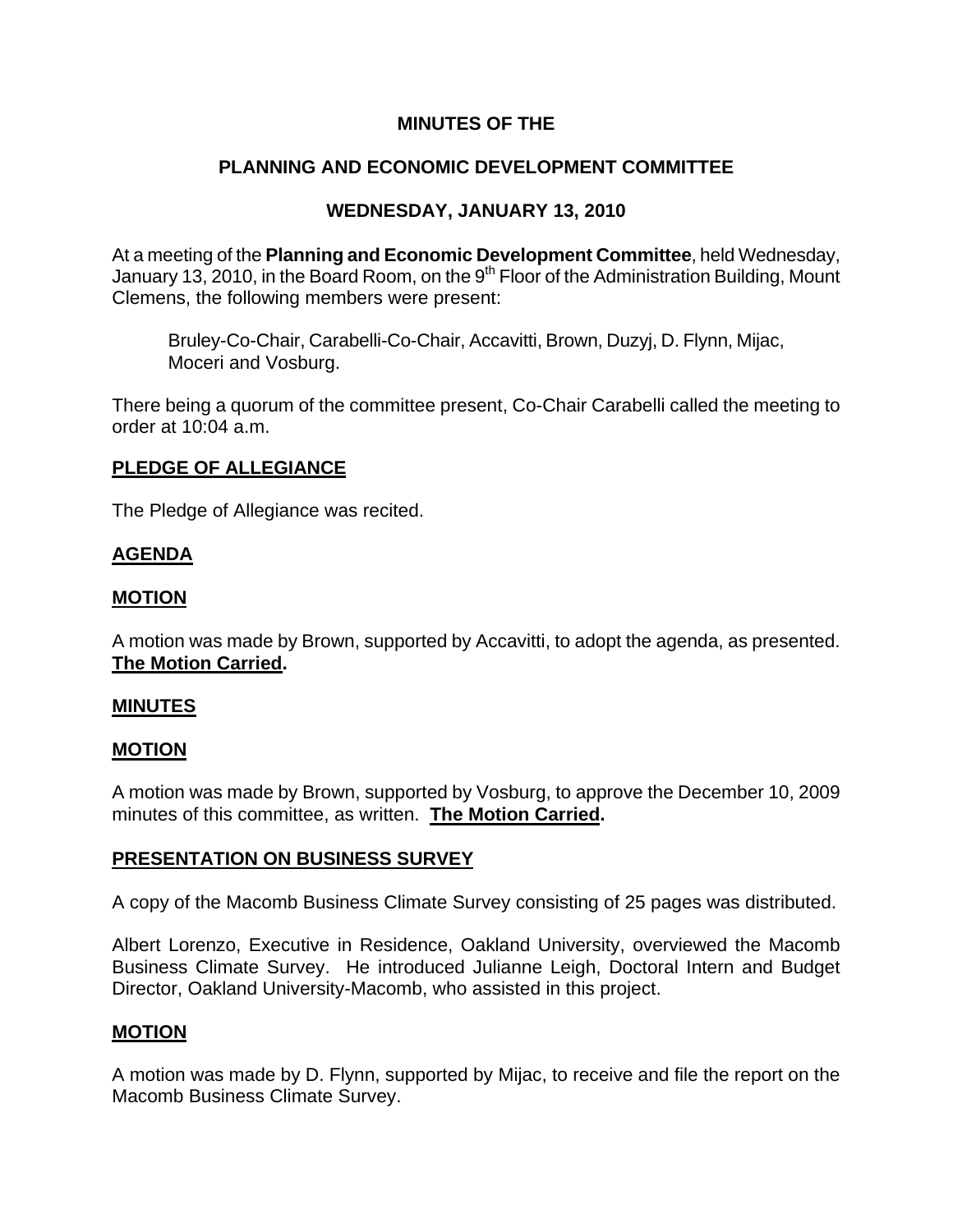# MINUTES OF THE

## PLANNING AND ECONOMIC DEVELOPMENT COMMITTEE

## WEDNESDAY, JANUARY 13, 2010

At a meeting of the **Planning and Economic Development Committee**, held Wednesday, January 13, 2010, in the Board Room, on the 9th Floor of the Administration Building, Mount Clemens, the following members were present:

> Bruley-Co-Chair, Carabelli-Co-Chair, Accavitti, Brown, Duzyj, D. Flynn, Mijac, Moceri and Vosburg.

There being a quorum of the committee present, Co-Chair Carabelli called the meeting to order at 10:04 a.m.

### PLEDGE OF ALLEGIANCE

The Pledge of Allegiance was recited.

### AGENDA

### MOTION

A motion was made by Brown, supported by Accavitti, to adopt the agenda, as presented. **The Motion Carried.**

### MINUTES

### MOTION

A motion was made by Brown, supported by Vosburg, to approve the December 10, 2009 minutes of this committee, as written. **The Motion Carried.**

### PRESENTATION ON BUSINESS SURVEY

A copy of the Macomb Business Climate Survey consisting of 25 pages was distributed.

Albert Lorenzo, Executive in Residence, Oakland University, overviewed the Macomb Business Climate Survey. He introduced Julianne Leigh, Doctoral Intern and Budget Director, Oakland University-Macomb, who assisted in this project.

### MOTION

A motion was made by D. Flynn, supported by Mijac, to receive and file the report on the Macomb Business Climate Survey.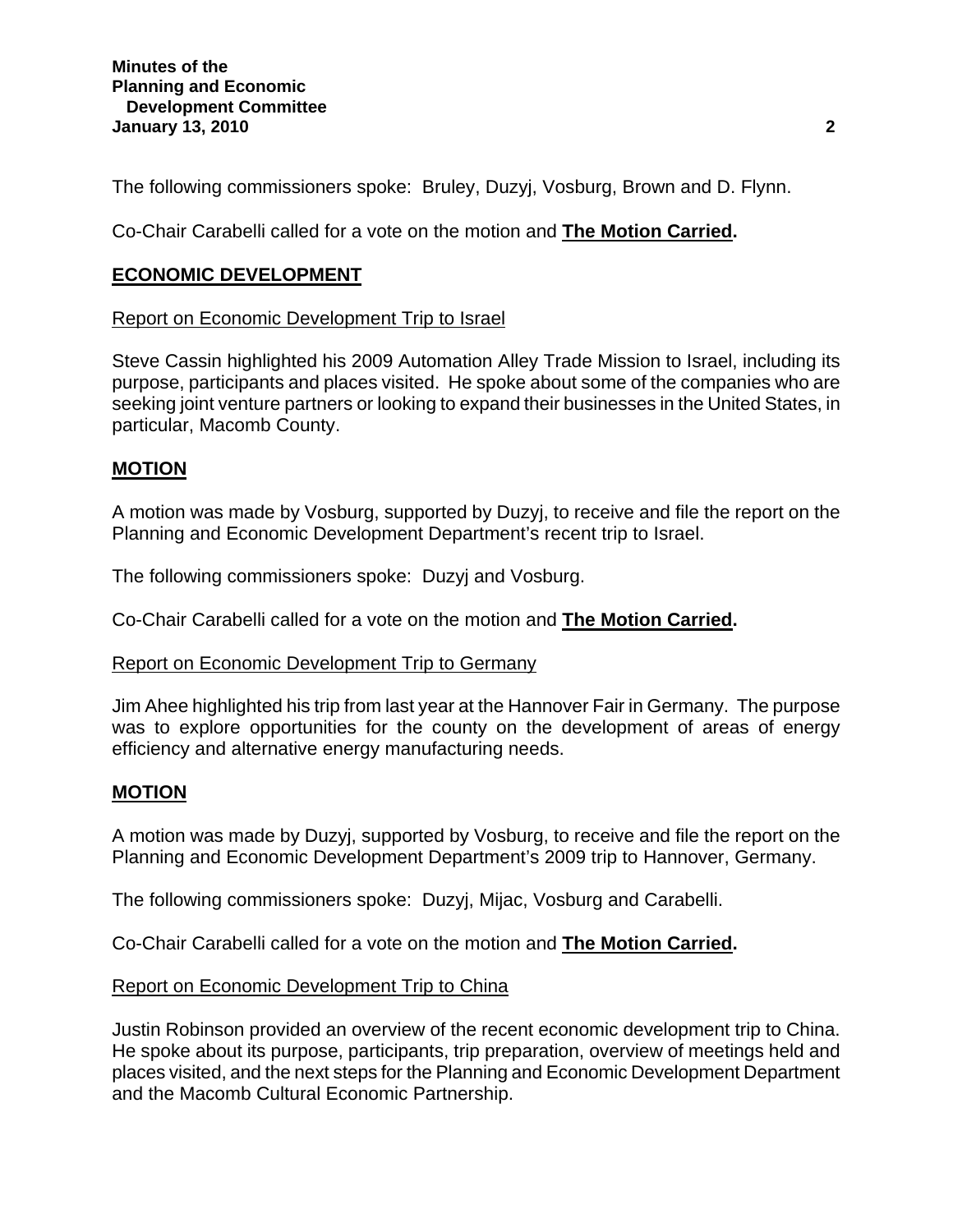The following commissioners spoke: Bruley, Duzyj, Vosburg, Brown and D. Flynn.

Co-Chair Carabelli called for a vote on the motion and **The Motion Carried.**

## ECONOMIC DEVELOPMENT

Report on Economic Development Trip to Israel

Steve Cassin highlighted his 2009 Automation Alley Trade Mission to Israel, including its purpose, participants and places visited. He spoke about some of the companies who are seeking joint venture partners or looking to expand their businesses in the United States, in particular, Macomb County.

## MOTION

A motion was made by Vosburg, supported by Duzyj, to receive and file the report on the Planning and Economic Development Department's recent trip to Israel.

The following commissioners spoke: Duzyj and Vosburg.

Co-Chair Carabelli called for a vote on the motion and **The Motion Carried.**

Report on Economic Development Trip to Germany

Jim Ahee highlighted his trip from last year at the Hannover Fair in Germany. The purpose was to explore opportunities for the county on the development of areas of energy efficiency and alternative energy manufacturing needs.

## MOTION

A motion was made by Duzyj, supported by Vosburg, to receive and file the report on the Planning and Economic Development Department's 2009 trip to Hannover, Germany.

The following commissioners spoke: Duzyj, Mijac, Vosburg and Carabelli.

Co-Chair Carabelli called for a vote on the motion and **The Motion Carried.**

Report on Economic Development Trip to China

Justin Robinson provided an overview of the recent economic development trip to China. He spoke about its purpose, participants, trip preparation, overview of meetings held and places visited, and the next steps for the Planning and Economic Development Department and the Macomb Cultural Economic Partnership.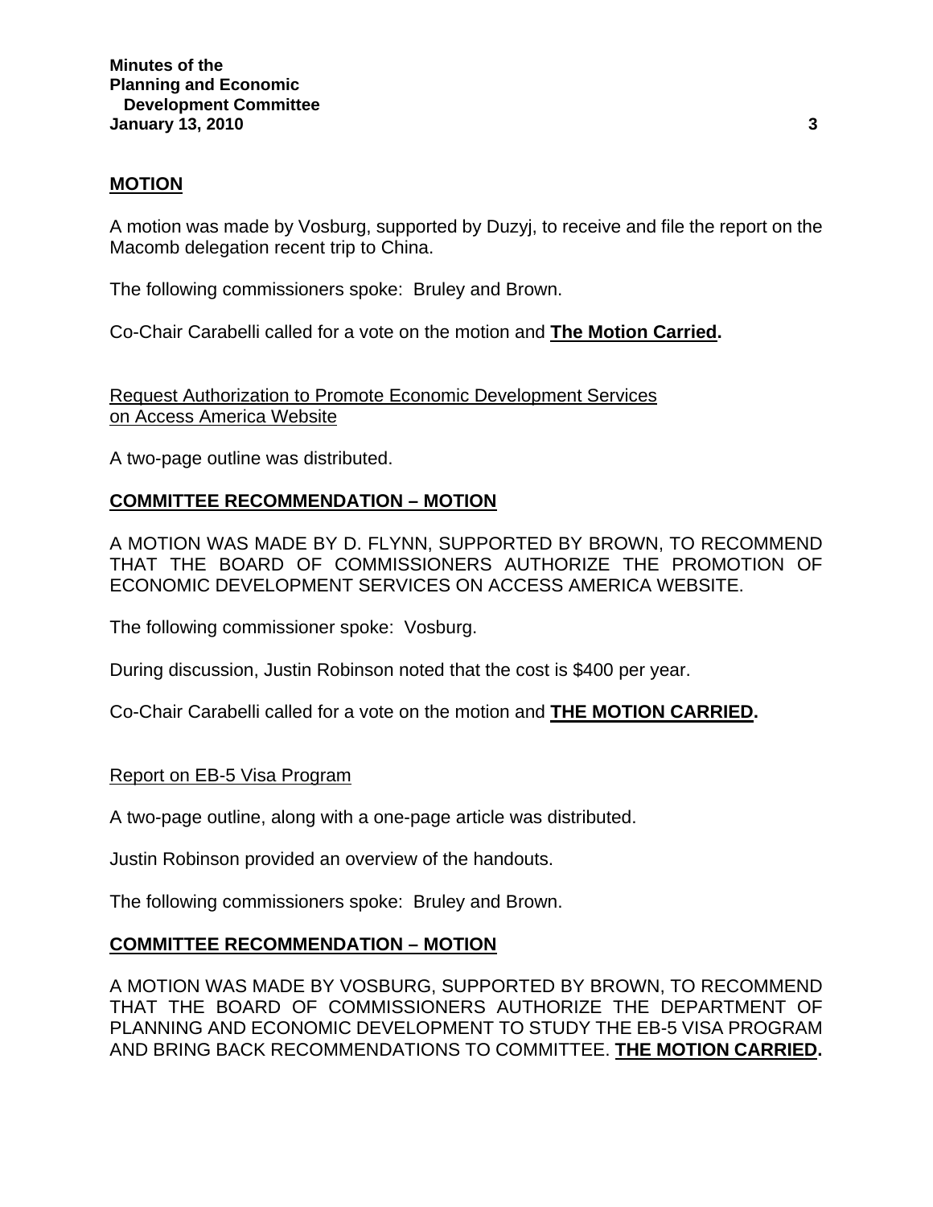**MOTION**

A motion was made by Vosburg, supported by Duzyj, to receive and file the report on the Macomb delegation recent trip to China.

The following commissioners spoke: Bruley and Brown.

Co-Chair Carabelli called for a vote on the motion and **The Motion Carried.**

Request Authorization to Promote Economic Development Services on Access America Website

A two-page outline was distributed.

**COMMITTEE RECOMMENDATION – MOTION**

A MOTION WAS MADE BY D. FLYNN, SUPPORTED BY BROWN, TO RECOMMEND THAT THE BOARD OF COMMISSIONERS AUTHORIZE THE PROMOTION OF ECONOMIC DEVELOPMENT SERVICES ON ACCESS AMERICA WEBSITE.

The following commissioner spoke: Vosburg.

During discussion, Justin Robinson noted that the cost is $400 per year.

Co-Chair Carabelli called for a vote on the motion and **THE MOTION CARRIED.**

Report on EB-5 Visa Program

A two-page outline, along with a one-page article was distributed.

Justin Robinson provided an overview of the handouts.

The following commissioners spoke: Bruley and Brown.

**COMMITTEE RECOMMENDATION – MOTION**

A MOTION WAS MADE BY VOSBURG, SUPPORTED BY BROWN, TO RECOMMEND THAT THE BOARD OF COMMISSIONERS AUTHORIZE THE DEPARTMENT OF PLANNING AND ECONOMIC DEVELOPMENT TO STUDY THE EB-5 VISA PROGRAM AND BRING BACK RECOMMENDATIONS TO COMMITTEE. **THE MOTION CARRIED.**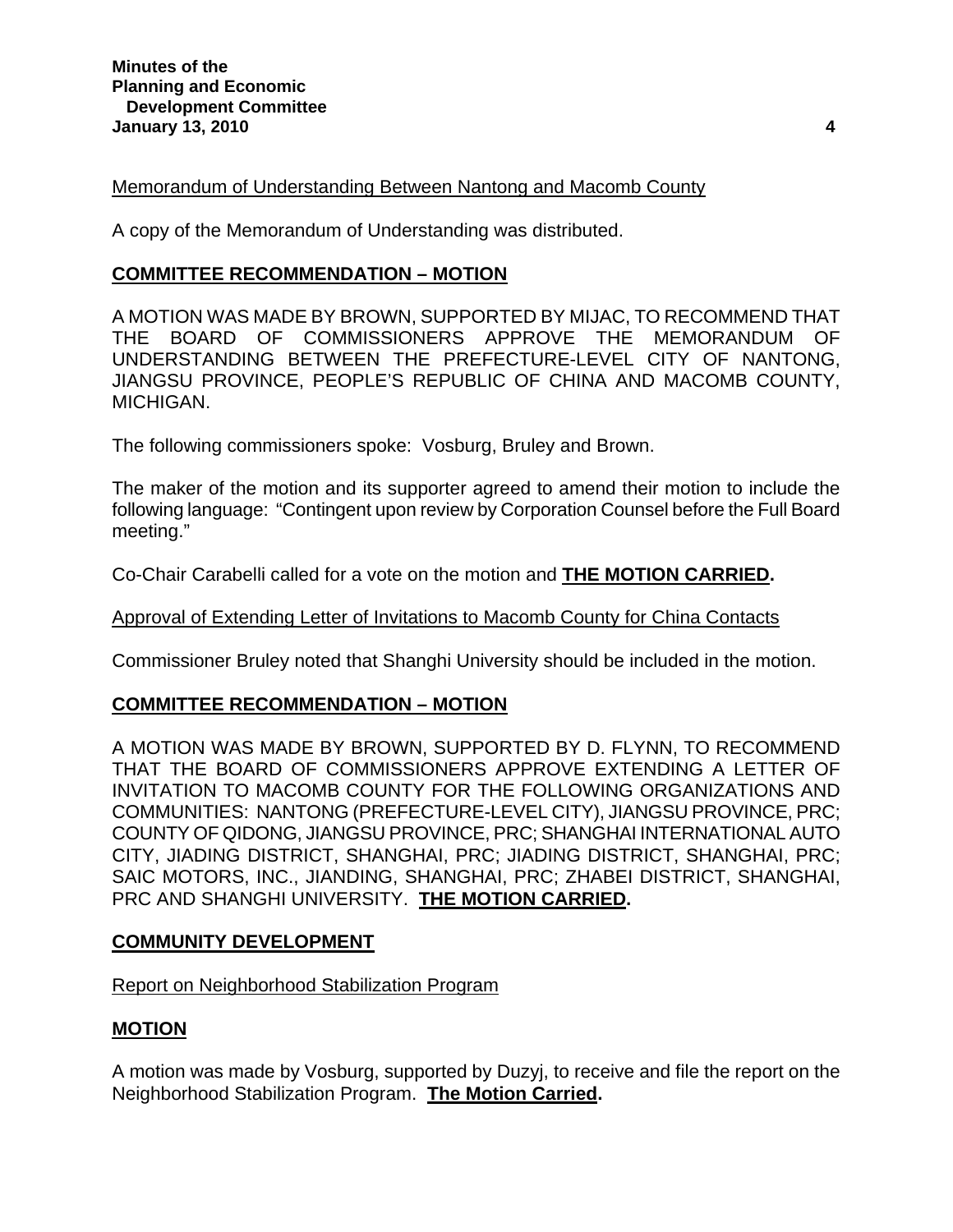Memorandum of Understanding Between Nantong and Macomb County

A copy of the Memorandum of Understanding was distributed.

**COMMITTEE RECOMMENDATION – MOTION**

A MOTION WAS MADE BY BROWN, SUPPORTED BY MIJAC, TO RECOMMEND THAT THE BOARD OF COMMISSIONERS APPROVE THE MEMORANDUM OF UNDERSTANDING BETWEEN THE PREFECTURE-LEVEL CITY OF NANTONG, JIANGSU PROVINCE, PEOPLE'S REPUBLIC OF CHINA AND MACOMB COUNTY, MICHIGAN.

The following commissioners spoke: Vosburg, Bruley and Brown.

The maker of the motion and its supporter agreed to amend their motion to include the following language: "Contingent upon review by Corporation Counsel before the Full Board meeting."

Co-Chair Carabelli called for a vote on the motion and **THE MOTION CARRIED.**

Approval of Extending Letter of Invitations to Macomb County for China Contacts

Commissioner Bruley noted that Shanghi University should be included in the motion.

**COMMITTEE RECOMMENDATION – MOTION**

A MOTION WAS MADE BY BROWN, SUPPORTED BY D. FLYNN, TO RECOMMEND THAT THE BOARD OF COMMISSIONERS APPROVE EXTENDING A LETTER OF INVITATION TO MACOMB COUNTY FOR THE FOLLOWING ORGANIZATIONS AND COMMUNITIES: NANTONG (PREFECTURE-LEVEL CITY), JIANGSU PROVINCE, PRC; COUNTY OF QIDONG, JIANGSU PROVINCE, PRC; SHANGHAI INTERNATIONAL AUTO CITY, JIADING DISTRICT, SHANGHAI, PRC; JIADING DISTRICT, SHANGHAI, PRC; SAIC MOTORS, INC., JIANDING, SHANGHAI, PRC; ZHABEI DISTRICT, SHANGHAI, PRC AND SHANGHI UNIVERSITY. **THE MOTION CARRIED.**

**COMMUNITY DEVELOPMENT**

Report on Neighborhood Stabilization Program

**MOTION**

A motion was made by Vosburg, supported by Duzyj, to receive and file the report on the Neighborhood Stabilization Program. **The Motion Carried.**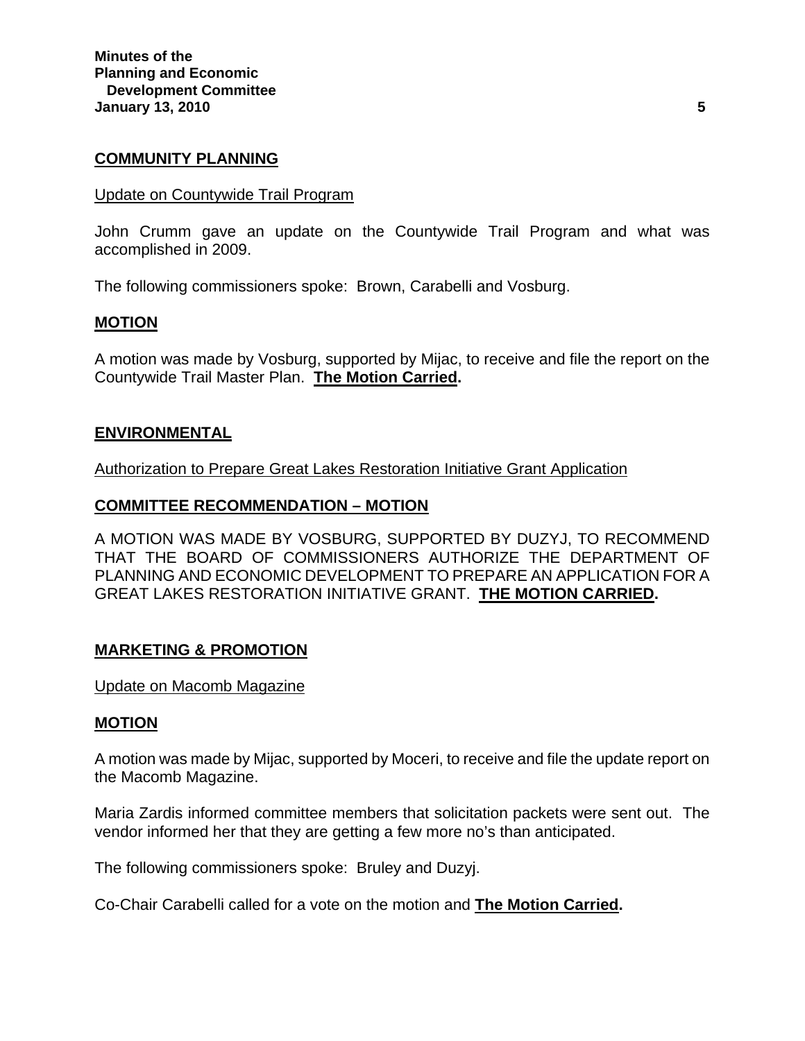## COMMUNITY PLANNING

Update on Countywide Trail Program

John Crumm gave an update on the Countywide Trail Program and what was accomplished in 2009.

The following commissioners spoke: Brown, Carabelli and Vosburg.

### MOTION

A motion was made by Vosburg, supported by Mijac, to receive and file the report on the Countywide Trail Master Plan. **The Motion Carried.**

## ENVIRONMENTAL

Authorization to Prepare Great Lakes Restoration Initiative Grant Application

### COMMITTEE RECOMMENDATION – MOTION

A MOTION WAS MADE BY VOSBURG, SUPPORTED BY DUZYJ, TO RECOMMEND THAT THE BOARD OF COMMISSIONERS AUTHORIZE THE DEPARTMENT OF PLANNING AND ECONOMIC DEVELOPMENT TO PREPARE AN APPLICATION FOR A GREAT LAKES RESTORATION INITIATIVE GRANT. **THE MOTION CARRIED.**

## MARKETING & PROMOTION

Update on Macomb Magazine

### MOTION

A motion was made by Mijac, supported by Moceri, to receive and file the update report on the Macomb Magazine.

Maria Zardis informed committee members that solicitation packets were sent out. The vendor informed her that they are getting a few more no's than anticipated.

The following commissioners spoke: Bruley and Duzyj.

Co-Chair Carabelli called for a vote on the motion and **The Motion Carried.**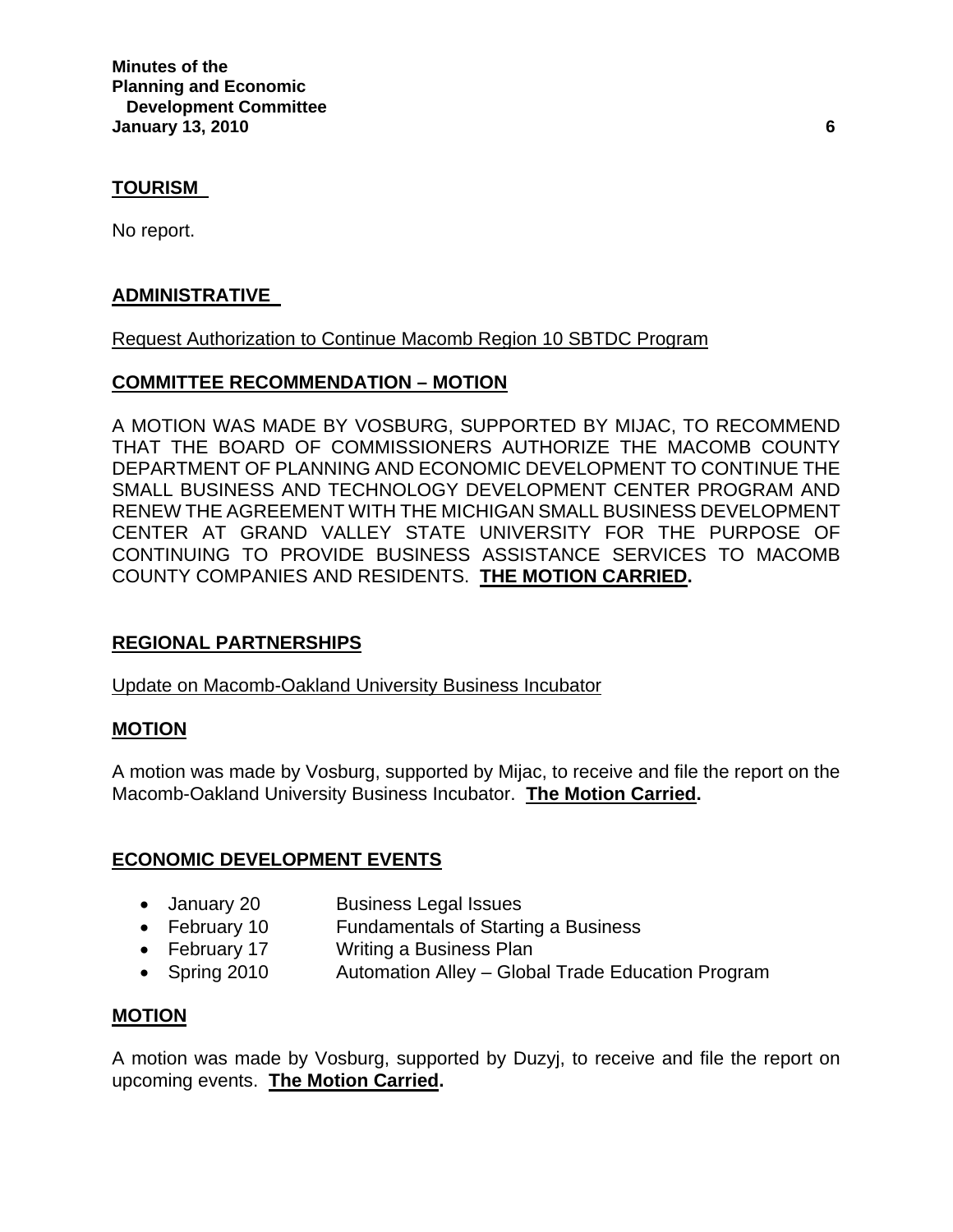## TOURISM

No report.

## ADMINISTRATIVE

Request Authorization to Continue Macomb Region 10 SBTDC Program

### COMMITTEE RECOMMENDATION – MOTION

A MOTION WAS MADE BY VOSBURG, SUPPORTED BY MIJAC, TO RECOMMEND THAT THE BOARD OF COMMISSIONERS AUTHORIZE THE MACOMB COUNTY DEPARTMENT OF PLANNING AND ECONOMIC DEVELOPMENT TO CONTINUE THE SMALL BUSINESS AND TECHNOLOGY DEVELOPMENT CENTER PROGRAM AND RENEW THE AGREEMENT WITH THE MICHIGAN SMALL BUSINESS DEVELOPMENT CENTER AT GRAND VALLEY STATE UNIVERSITY FOR THE PURPOSE OF CONTINUING TO PROVIDE BUSINESS ASSISTANCE SERVICES TO MACOMB COUNTY COMPANIES AND RESIDENTS. **THE MOTION CARRIED.**

## REGIONAL PARTNERSHIPS

Update on Macomb-Oakland University Business Incubator

### MOTION

A motion was made by Vosburg, supported by Mijac, to receive and file the report on the Macomb-Oakland University Business Incubator. **The Motion Carried.**

## ECONOMIC DEVELOPMENT EVENTS

- January 20 — Business Legal Issues
- February 10 — Fundamentals of Starting a Business
- February 17 — Writing a Business Plan
- Spring 2010 — Automation Alley – Global Trade Education Program

### MOTION

A motion was made by Vosburg, supported by Duzyj, to receive and file the report on upcoming events. **The Motion Carried.**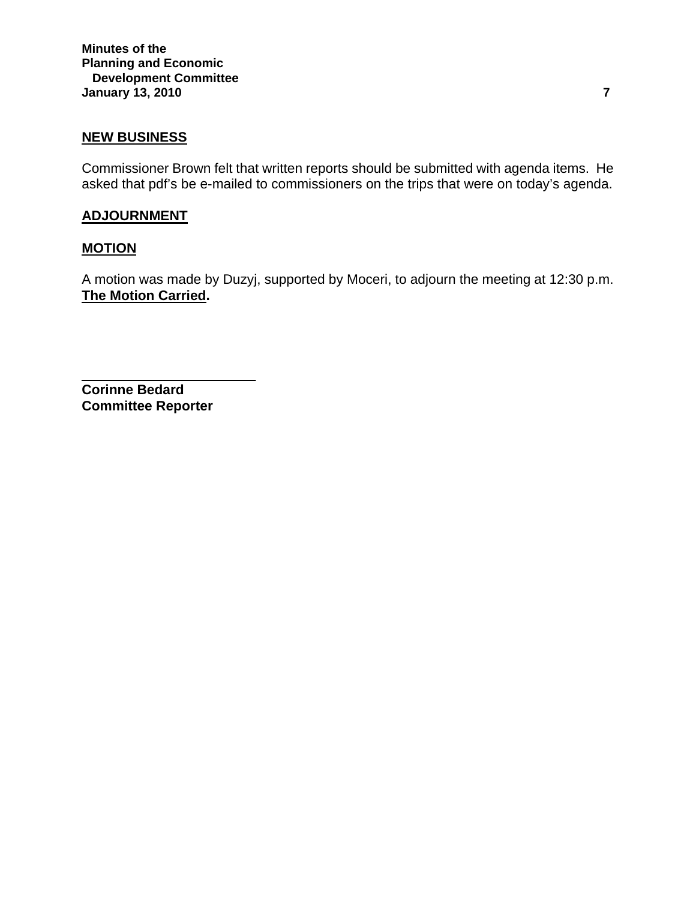**NEW BUSINESS**

Commissioner Brown felt that written reports should be submitted with agenda items. He asked that pdf's be e-mailed to commissioners on the trips that were on today's agenda.

**ADJOURNMENT**

**MOTION**

A motion was made by Duzyj, supported by Moceri, to adjourn the meeting at 12:30 p.m. **The Motion Carried.**

\_\_\_\_\_\_\_\_\_\_\_\_\_\_\_\_\_\_\_\_\_\_\_\_

**Corinne Bedard**
**Committee Reporter**